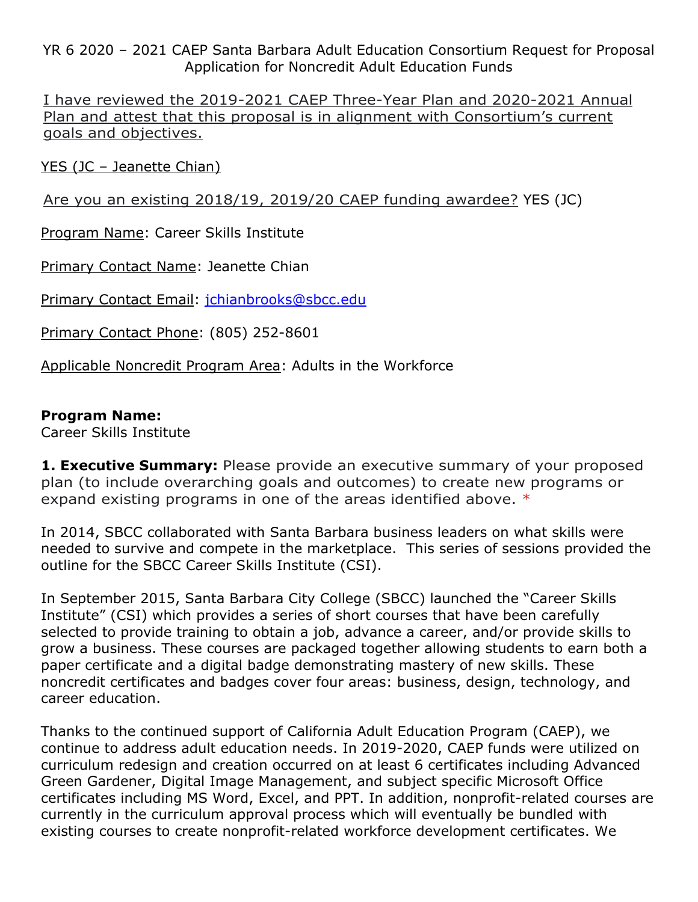YR 6 2020 – 2021 CAEP Santa Barbara Adult Education Consortium Request for Proposal Application for Noncredit Adult Education Funds

I have reviewed the 2019-2021 CAEP Three-Year Plan and 2020-2021 Annual Plan and attest that this proposal is in alignment with Consortium's current goals and objectives.

YES (JC – Jeanette Chian)

Are you an existing 2018/19, 2019/20 CAEP funding awardee? YES (JC)

Program Name: Career Skills Institute

Primary Contact Name: Jeanette Chian

Primary Contact Email: jchianbrooks@sbcc.edu

Primary Contact Phone: (805) 252-8601

Applicable Noncredit Program Area: Adults in the Workforce

**Program Name:**
Career Skills Institute

**1. Executive Summary:** Please provide an executive summary of your proposed plan (to include overarching goals and outcomes) to create new programs or expand existing programs in one of the areas identified above. *

In 2014, SBCC collaborated with Santa Barbara business leaders on what skills were needed to survive and compete in the marketplace. This series of sessions provided the outline for the SBCC Career Skills Institute (CSI).

In September 2015, Santa Barbara City College (SBCC) launched the "Career Skills Institute" (CSI) which provides a series of short courses that have been carefully selected to provide training to obtain a job, advance a career, and/or provide skills to grow a business. These courses are packaged together allowing students to earn both a paper certificate and a digital badge demonstrating mastery of new skills. These noncredit certificates and badges cover four areas: business, design, technology, and career education.

Thanks to the continued support of California Adult Education Program (CAEP), we continue to address adult education needs. In 2019-2020, CAEP funds were utilized on curriculum redesign and creation occurred on at least 6 certificates including Advanced Green Gardener, Digital Image Management, and subject specific Microsoft Office certificates including MS Word, Excel, and PPT. In addition, nonprofit-related courses are currently in the curriculum approval process which will eventually be bundled with existing courses to create nonprofit-related workforce development certificates. We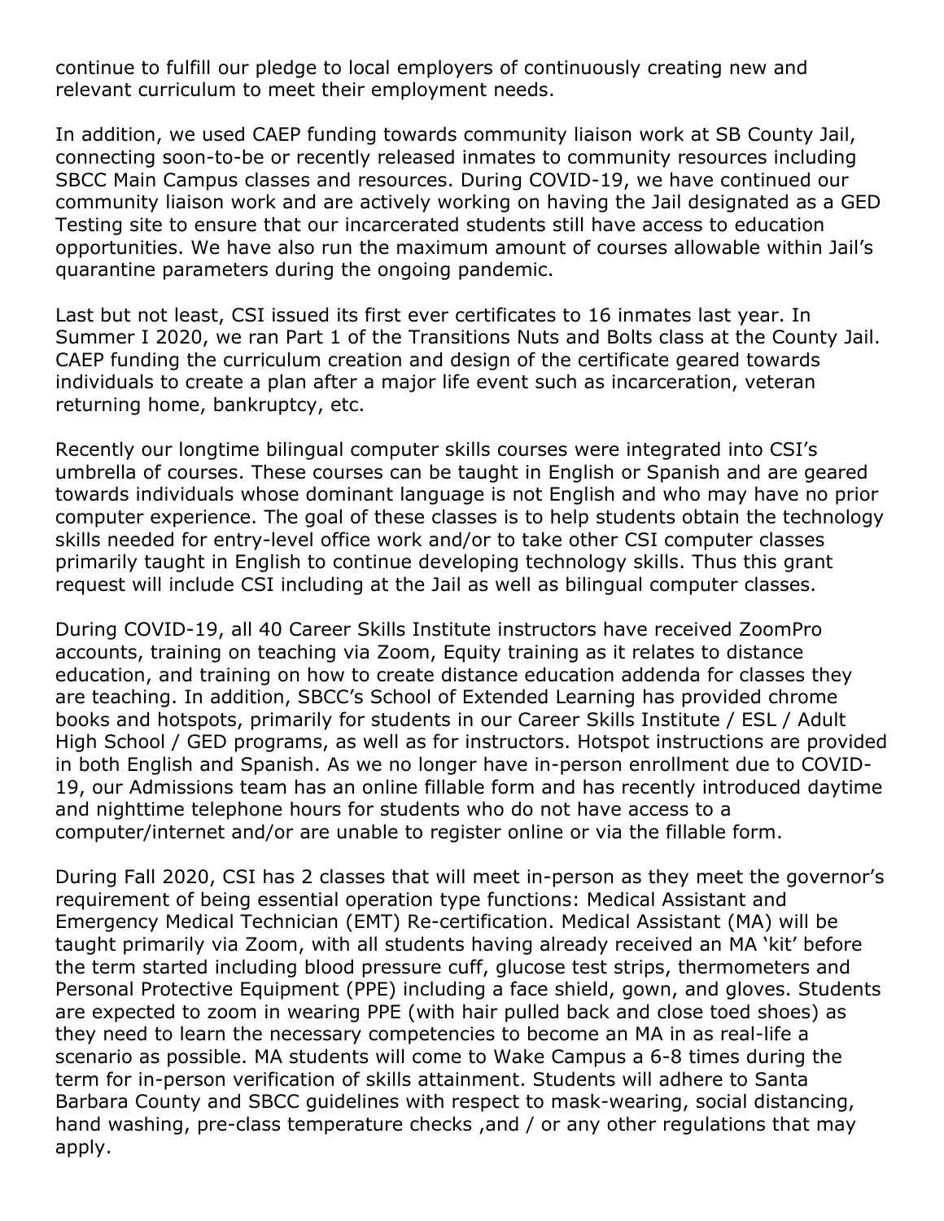continue to fulfill our pledge to local employers of continuously creating new and relevant curriculum to meet their employment needs.

In addition, we used CAEP funding towards community liaison work at SB County Jail, connecting soon-to-be or recently released inmates to community resources including SBCC Main Campus classes and resources. During COVID-19, we have continued our community liaison work and are actively working on having the Jail designated as a GED Testing site to ensure that our incarcerated students still have access to education opportunities. We have also run the maximum amount of courses allowable within Jail's quarantine parameters during the ongoing pandemic.

Last but not least, CSI issued its first ever certificates to 16 inmates last year. In Summer I 2020, we ran Part 1 of the Transitions Nuts and Bolts class at the County Jail. CAEP funding the curriculum creation and design of the certificate geared towards individuals to create a plan after a major life event such as incarceration, veteran returning home, bankruptcy, etc.

Recently our longtime bilingual computer skills courses were integrated into CSI's umbrella of courses. These courses can be taught in English or Spanish and are geared towards individuals whose dominant language is not English and who may have no prior computer experience. The goal of these classes is to help students obtain the technology skills needed for entry-level office work and/or to take other CSI computer classes primarily taught in English to continue developing technology skills. Thus this grant request will include CSI including at the Jail as well as bilingual computer classes.

During COVID-19, all 40 Career Skills Institute instructors have received ZoomPro accounts, training on teaching via Zoom, Equity training as it relates to distance education, and training on how to create distance education addenda for classes they are teaching. In addition, SBCC's School of Extended Learning has provided chrome books and hotspots, primarily for students in our Career Skills Institute / ESL / Adult High School / GED programs, as well as for instructors. Hotspot instructions are provided in both English and Spanish. As we no longer have in-person enrollment due to COVID-19, our Admissions team has an online fillable form and has recently introduced daytime and nighttime telephone hours for students who do not have access to a computer/internet and/or are unable to register online or via the fillable form.

During Fall 2020, CSI has 2 classes that will meet in-person as they meet the governor's requirement of being essential operation type functions: Medical Assistant and Emergency Medical Technician (EMT) Re-certification. Medical Assistant (MA) will be taught primarily via Zoom, with all students having already received an MA 'kit' before the term started including blood pressure cuff, glucose test strips, thermometers and Personal Protective Equipment (PPE) including a face shield, gown, and gloves. Students are expected to zoom in wearing PPE (with hair pulled back and close toed shoes) as they need to learn the necessary competencies to become an MA in as real-life a scenario as possible. MA students will come to Wake Campus a 6-8 times during the term for in-person verification of skills attainment. Students will adhere to Santa Barbara County and SBCC guidelines with respect to mask-wearing, social distancing, hand washing, pre-class temperature checks ,and / or any other regulations that may apply.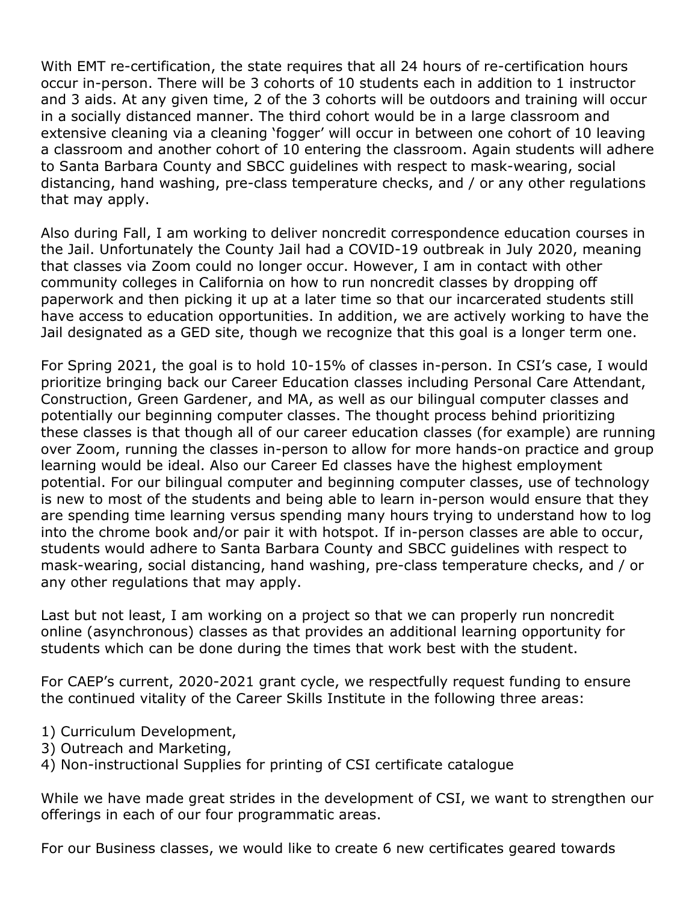With EMT re-certification, the state requires that all 24 hours of re-certification hours occur in-person. There will be 3 cohorts of 10 students each in addition to 1 instructor and 3 aids. At any given time, 2 of the 3 cohorts will be outdoors and training will occur in a socially distanced manner. The third cohort would be in a large classroom and extensive cleaning via a cleaning 'fogger' will occur in between one cohort of 10 leaving a classroom and another cohort of 10 entering the classroom. Again students will adhere to Santa Barbara County and SBCC guidelines with respect to mask-wearing, social distancing, hand washing, pre-class temperature checks, and / or any other regulations that may apply.

Also during Fall, I am working to deliver noncredit correspondence education courses in the Jail. Unfortunately the County Jail had a COVID-19 outbreak in July 2020, meaning that classes via Zoom could no longer occur. However, I am in contact with other community colleges in California on how to run noncredit classes by dropping off paperwork and then picking it up at a later time so that our incarcerated students still have access to education opportunities. In addition, we are actively working to have the Jail designated as a GED site, though we recognize that this goal is a longer term one.

For Spring 2021, the goal is to hold 10-15% of classes in-person. In CSI's case, I would prioritize bringing back our Career Education classes including Personal Care Attendant, Construction, Green Gardener, and MA, as well as our bilingual computer classes and potentially our beginning computer classes. The thought process behind prioritizing these classes is that though all of our career education classes (for example) are running over Zoom, running the classes in-person to allow for more hands-on practice and group learning would be ideal. Also our Career Ed classes have the highest employment potential. For our bilingual computer and beginning computer classes, use of technology is new to most of the students and being able to learn in-person would ensure that they are spending time learning versus spending many hours trying to understand how to log into the chrome book and/or pair it with hotspot. If in-person classes are able to occur, students would adhere to Santa Barbara County and SBCC guidelines with respect to mask-wearing, social distancing, hand washing, pre-class temperature checks, and / or any other regulations that may apply.

Last but not least, I am working on a project so that we can properly run noncredit online (asynchronous) classes as that provides an additional learning opportunity for students which can be done during the times that work best with the student.

For CAEP's current, 2020-2021 grant cycle, we respectfully request funding to ensure the continued vitality of the Career Skills Institute in the following three areas:

1) Curriculum Development,
3) Outreach and Marketing,
4) Non-instructional Supplies for printing of CSI certificate catalogue

While we have made great strides in the development of CSI, we want to strengthen our offerings in each of our four programmatic areas.

For our Business classes, we would like to create 6 new certificates geared towards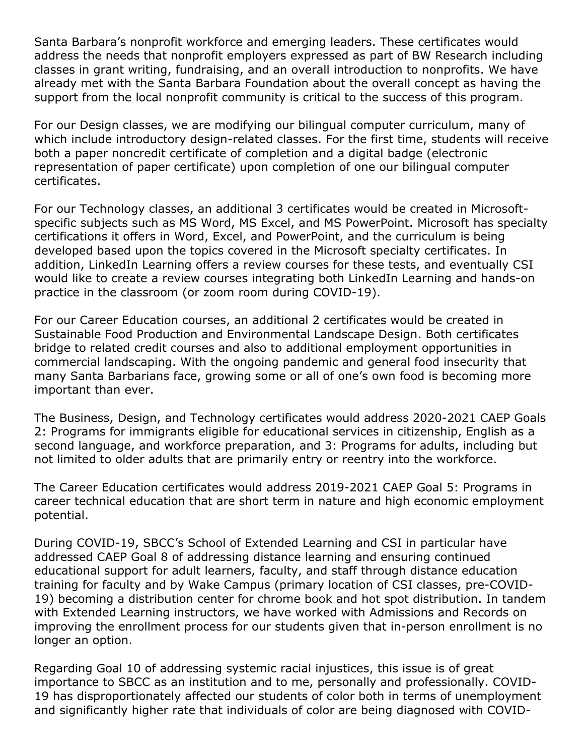Santa Barbara's nonprofit workforce and emerging leaders. These certificates would address the needs that nonprofit employers expressed as part of BW Research including classes in grant writing, fundraising, and an overall introduction to nonprofits. We have already met with the Santa Barbara Foundation about the overall concept as having the support from the local nonprofit community is critical to the success of this program.

For our Design classes, we are modifying our bilingual computer curriculum, many of which include introductory design-related classes. For the first time, students will receive both a paper noncredit certificate of completion and a digital badge (electronic representation of paper certificate) upon completion of one our bilingual computer certificates.

For our Technology classes, an additional 3 certificates would be created in Microsoft-specific subjects such as MS Word, MS Excel, and MS PowerPoint. Microsoft has specialty certifications it offers in Word, Excel, and PowerPoint, and the curriculum is being developed based upon the topics covered in the Microsoft specialty certificates. In addition, LinkedIn Learning offers a review courses for these tests, and eventually CSI would like to create a review courses integrating both LinkedIn Learning and hands-on practice in the classroom (or zoom room during COVID-19).

For our Career Education courses, an additional 2 certificates would be created in Sustainable Food Production and Environmental Landscape Design. Both certificates bridge to related credit courses and also to additional employment opportunities in commercial landscaping. With the ongoing pandemic and general food insecurity that many Santa Barbarians face, growing some or all of one's own food is becoming more important than ever.

The Business, Design, and Technology certificates would address 2020-2021 CAEP Goals 2: Programs for immigrants eligible for educational services in citizenship, English as a second language, and workforce preparation, and 3: Programs for adults, including but not limited to older adults that are primarily entry or reentry into the workforce.

The Career Education certificates would address 2019-2021 CAEP Goal 5: Programs in career technical education that are short term in nature and high economic employment potential.

During COVID-19, SBCC's School of Extended Learning and CSI in particular have addressed CAEP Goal 8 of addressing distance learning and ensuring continued educational support for adult learners, faculty, and staff through distance education training for faculty and by Wake Campus (primary location of CSI classes, pre-COVID-19) becoming a distribution center for chrome book and hot spot distribution. In tandem with Extended Learning instructors, we have worked with Admissions and Records on improving the enrollment process for our students given that in-person enrollment is no longer an option.

Regarding Goal 10 of addressing systemic racial injustices, this issue is of great importance to SBCC as an institution and to me, personally and professionally. COVID-19 has disproportionately affected our students of color both in terms of unemployment and significantly higher rate that individuals of color are being diagnosed with COVID-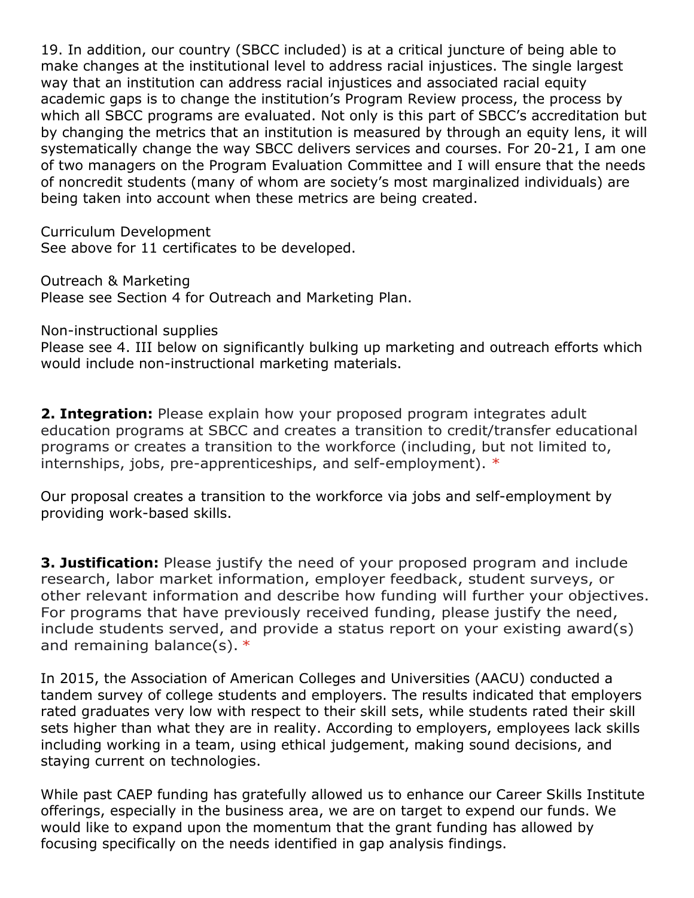19. In addition, our country (SBCC included) is at a critical juncture of being able to make changes at the institutional level to address racial injustices. The single largest way that an institution can address racial injustices and associated racial equity academic gaps is to change the institution's Program Review process, the process by which all SBCC programs are evaluated. Not only is this part of SBCC's accreditation but by changing the metrics that an institution is measured by through an equity lens, it will systematically change the way SBCC delivers services and courses. For 20-21, I am one of two managers on the Program Evaluation Committee and I will ensure that the needs of noncredit students (many of whom are society's most marginalized individuals) are being taken into account when these metrics are being created.

Curriculum Development
See above for 11 certificates to be developed.

Outreach & Marketing
Please see Section 4 for Outreach and Marketing Plan.

Non-instructional supplies
Please see 4. III below on significantly bulking up marketing and outreach efforts which would include non-instructional marketing materials.

**2. Integration:** Please explain how your proposed program integrates adult education programs at SBCC and creates a transition to credit/transfer educational programs or creates a transition to the workforce (including, but not limited to, internships, jobs, pre-apprenticeships, and self-employment). *

Our proposal creates a transition to the workforce via jobs and self-employment by providing work-based skills.

**3. Justification:** Please justify the need of your proposed program and include research, labor market information, employer feedback, student surveys, or other relevant information and describe how funding will further your objectives. For programs that have previously received funding, please justify the need, include students served, and provide a status report on your existing award(s) and remaining balance(s). *

In 2015, the Association of American Colleges and Universities (AACU) conducted a tandem survey of college students and employers. The results indicated that employers rated graduates very low with respect to their skill sets, while students rated their skill sets higher than what they are in reality. According to employers, employees lack skills including working in a team, using ethical judgement, making sound decisions, and staying current on technologies.

While past CAEP funding has gratefully allowed us to enhance our Career Skills Institute offerings, especially in the business area, we are on target to expend our funds. We would like to expand upon the momentum that the grant funding has allowed by focusing specifically on the needs identified in gap analysis findings.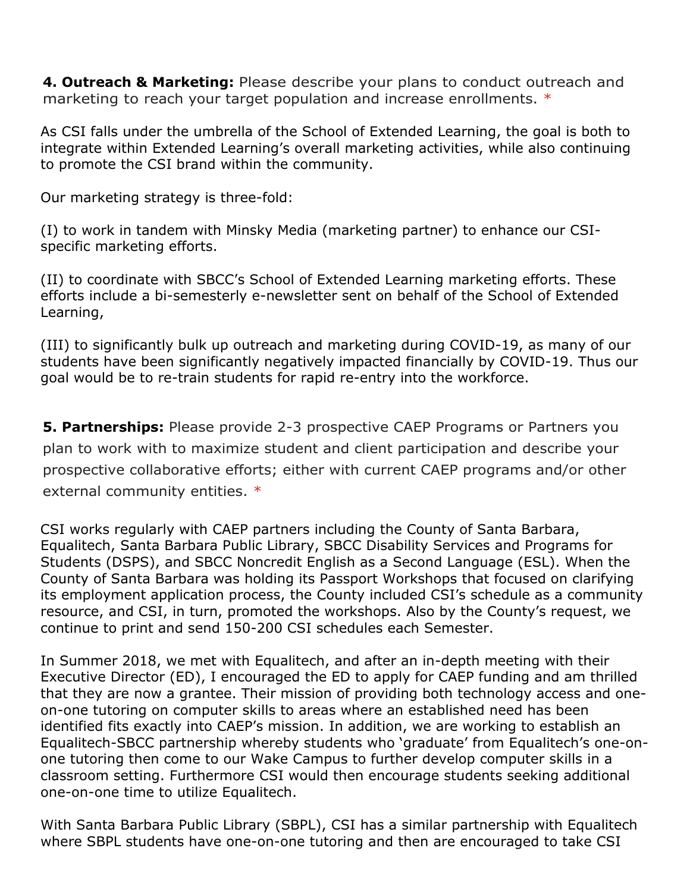**4. Outreach & Marketing:** Please describe your plans to conduct outreach and marketing to reach your target population and increase enrollments. *

As CSI falls under the umbrella of the School of Extended Learning, the goal is both to integrate within Extended Learning's overall marketing activities, while also continuing to promote the CSI brand within the community.

Our marketing strategy is three-fold:

(I) to work in tandem with Minsky Media (marketing partner) to enhance our CSI-specific marketing efforts.

(II) to coordinate with SBCC's School of Extended Learning marketing efforts. These efforts include a bi-semesterly e-newsletter sent on behalf of the School of Extended Learning,

(III) to significantly bulk up outreach and marketing during COVID-19, as many of our students have been significantly negatively impacted financially by COVID-19. Thus our goal would be to re-train students for rapid re-entry into the workforce.

**5. Partnerships:** Please provide 2-3 prospective CAEP Programs or Partners you plan to work with to maximize student and client participation and describe your prospective collaborative efforts; either with current CAEP programs and/or other external community entities. *

CSI works regularly with CAEP partners including the County of Santa Barbara, Equalitech, Santa Barbara Public Library, SBCC Disability Services and Programs for Students (DSPS), and SBCC Noncredit English as a Second Language (ESL). When the County of Santa Barbara was holding its Passport Workshops that focused on clarifying its employment application process, the County included CSI's schedule as a community resource, and CSI, in turn, promoted the workshops. Also by the County's request, we continue to print and send 150-200 CSI schedules each Semester.

In Summer 2018, we met with Equalitech, and after an in-depth meeting with their Executive Director (ED), I encouraged the ED to apply for CAEP funding and am thrilled that they are now a grantee. Their mission of providing both technology access and one-on-one tutoring on computer skills to areas where an established need has been identified fits exactly into CAEP's mission. In addition, we are working to establish an Equalitech-SBCC partnership whereby students who 'graduate' from Equalitech's one-on-one tutoring then come to our Wake Campus to further develop computer skills in a classroom setting. Furthermore CSI would then encourage students seeking additional one-on-one time to utilize Equalitech.

With Santa Barbara Public Library (SBPL), CSI has a similar partnership with Equalitech where SBPL students have one-on-one tutoring and then are encouraged to take CSI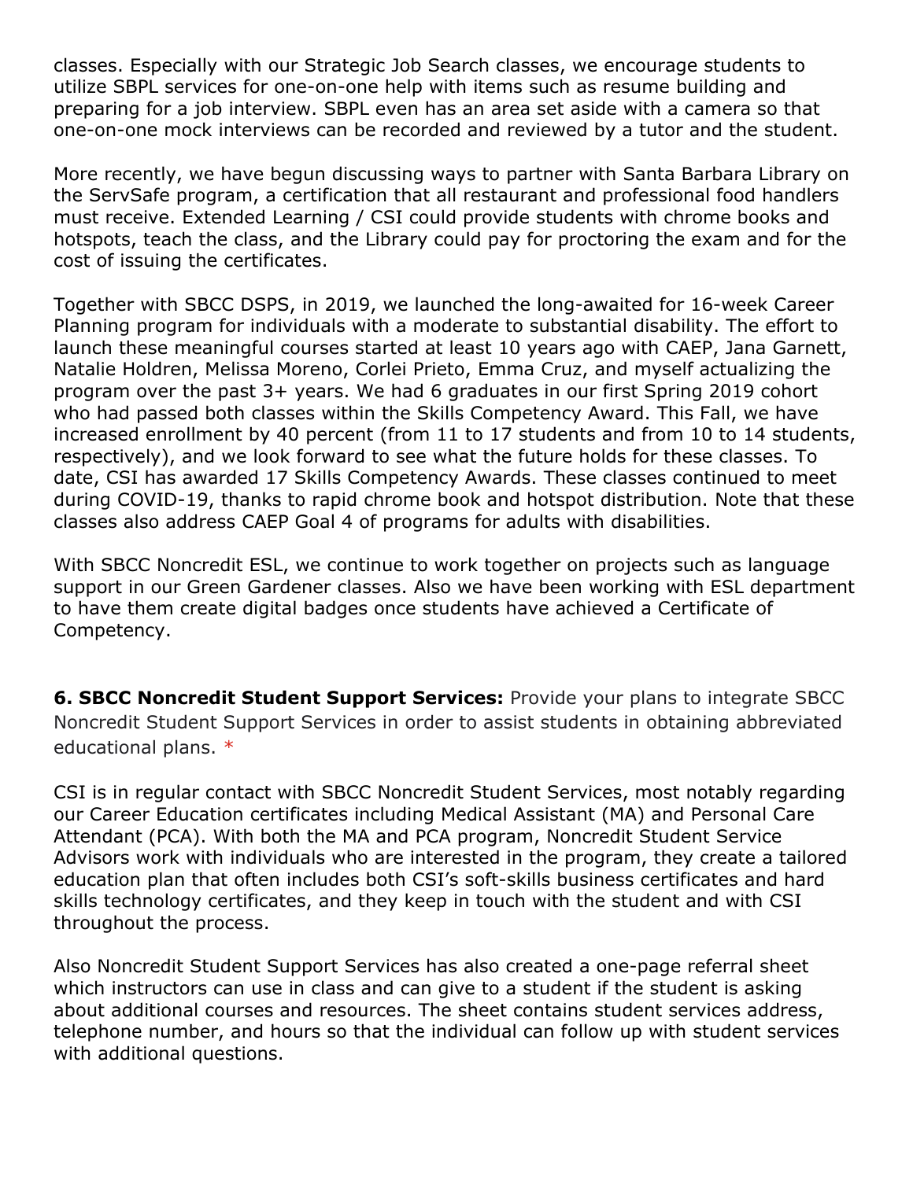classes. Especially with our Strategic Job Search classes, we encourage students to utilize SBPL services for one-on-one help with items such as resume building and preparing for a job interview. SBPL even has an area set aside with a camera so that one-on-one mock interviews can be recorded and reviewed by a tutor and the student.

More recently, we have begun discussing ways to partner with Santa Barbara Library on the ServSafe program, a certification that all restaurant and professional food handlers must receive. Extended Learning / CSI could provide students with chrome books and hotspots, teach the class, and the Library could pay for proctoring the exam and for the cost of issuing the certificates.

Together with SBCC DSPS, in 2019, we launched the long-awaited for 16-week Career Planning program for individuals with a moderate to substantial disability. The effort to launch these meaningful courses started at least 10 years ago with CAEP, Jana Garnett, Natalie Holdren, Melissa Moreno, Corlei Prieto, Emma Cruz, and myself actualizing the program over the past 3+ years. We had 6 graduates in our first Spring 2019 cohort who had passed both classes within the Skills Competency Award. This Fall, we have increased enrollment by 40 percent (from 11 to 17 students and from 10 to 14 students, respectively), and we look forward to see what the future holds for these classes. To date, CSI has awarded 17 Skills Competency Awards. These classes continued to meet during COVID-19, thanks to rapid chrome book and hotspot distribution. Note that these classes also address CAEP Goal 4 of programs for adults with disabilities.

With SBCC Noncredit ESL, we continue to work together on projects such as language support in our Green Gardener classes. Also we have been working with ESL department to have them create digital badges once students have achieved a Certificate of Competency.

**6. SBCC Noncredit Student Support Services:** Provide your plans to integrate SBCC Noncredit Student Support Services in order to assist students in obtaining abbreviated educational plans. *

CSI is in regular contact with SBCC Noncredit Student Services, most notably regarding our Career Education certificates including Medical Assistant (MA) and Personal Care Attendant (PCA). With both the MA and PCA program, Noncredit Student Service Advisors work with individuals who are interested in the program, they create a tailored education plan that often includes both CSI's soft-skills business certificates and hard skills technology certificates, and they keep in touch with the student and with CSI throughout the process.

Also Noncredit Student Support Services has also created a one-page referral sheet which instructors can use in class and can give to a student if the student is asking about additional courses and resources. The sheet contains student services address, telephone number, and hours so that the individual can follow up with student services with additional questions.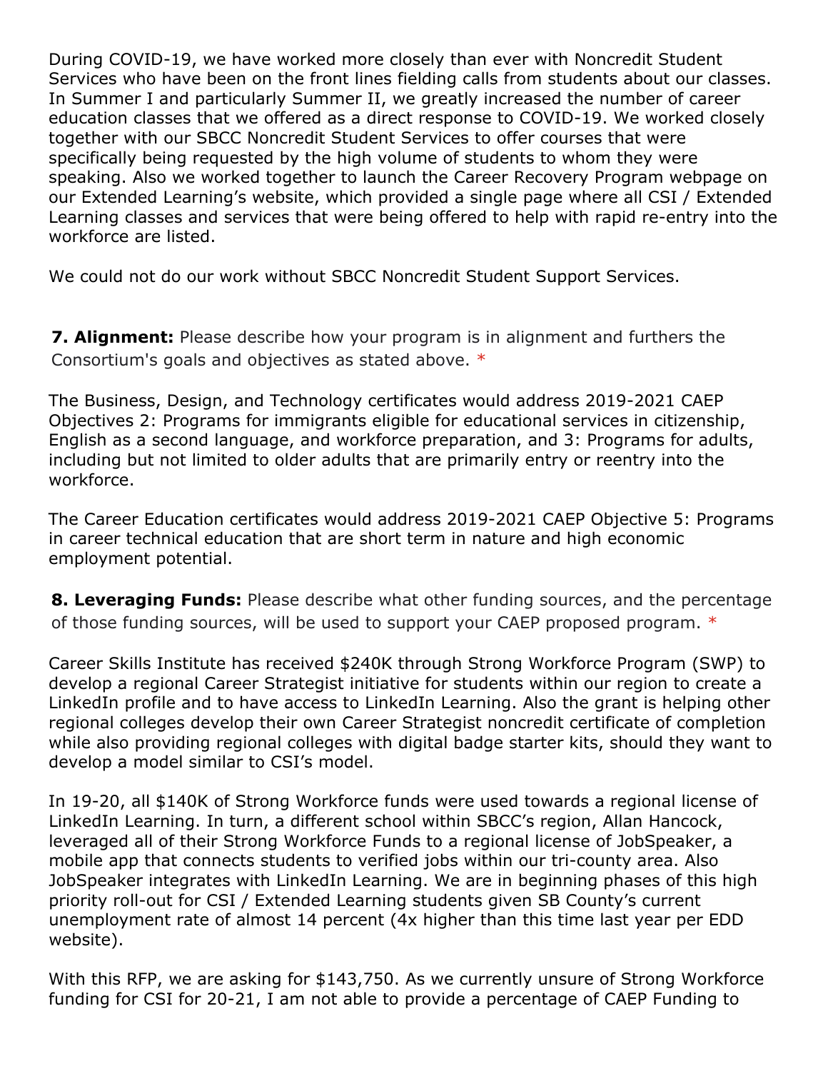During COVID-19, we have worked more closely than ever with Noncredit Student Services who have been on the front lines fielding calls from students about our classes. In Summer I and particularly Summer II, we greatly increased the number of career education classes that we offered as a direct response to COVID-19. We worked closely together with our SBCC Noncredit Student Services to offer courses that were specifically being requested by the high volume of students to whom they were speaking. Also we worked together to launch the Career Recovery Program webpage on our Extended Learning's website, which provided a single page where all CSI / Extended Learning classes and services that were being offered to help with rapid re-entry into the workforce are listed.

We could not do our work without SBCC Noncredit Student Support Services.

**7. Alignment:** Please describe how your program is in alignment and furthers the Consortium's goals and objectives as stated above. *

The Business, Design, and Technology certificates would address 2019-2021 CAEP Objectives 2: Programs for immigrants eligible for educational services in citizenship, English as a second language, and workforce preparation, and 3: Programs for adults, including but not limited to older adults that are primarily entry or reentry into the workforce.

The Career Education certificates would address 2019-2021 CAEP Objective 5: Programs in career technical education that are short term in nature and high economic employment potential.

**8. Leveraging Funds:** Please describe what other funding sources, and the percentage of those funding sources, will be used to support your CAEP proposed program. *

Career Skills Institute has received $240K through Strong Workforce Program (SWP) to develop a regional Career Strategist initiative for students within our region to create a LinkedIn profile and to have access to LinkedIn Learning. Also the grant is helping other regional colleges develop their own Career Strategist noncredit certificate of completion while also providing regional colleges with digital badge starter kits, should they want to develop a model similar to CSI's model.

In 19-20, all $140K of Strong Workforce funds were used towards a regional license of LinkedIn Learning. In turn, a different school within SBCC's region, Allan Hancock, leveraged all of their Strong Workforce Funds to a regional license of JobSpeaker, a mobile app that connects students to verified jobs within our tri-county area. Also JobSpeaker integrates with LinkedIn Learning. We are in beginning phases of this high priority roll-out for CSI / Extended Learning students given SB County's current unemployment rate of almost 14 percent (4x higher than this time last year per EDD website).

With this RFP, we are asking for $143,750. As we currently unsure of Strong Workforce funding for CSI for 20-21, I am not able to provide a percentage of CAEP Funding to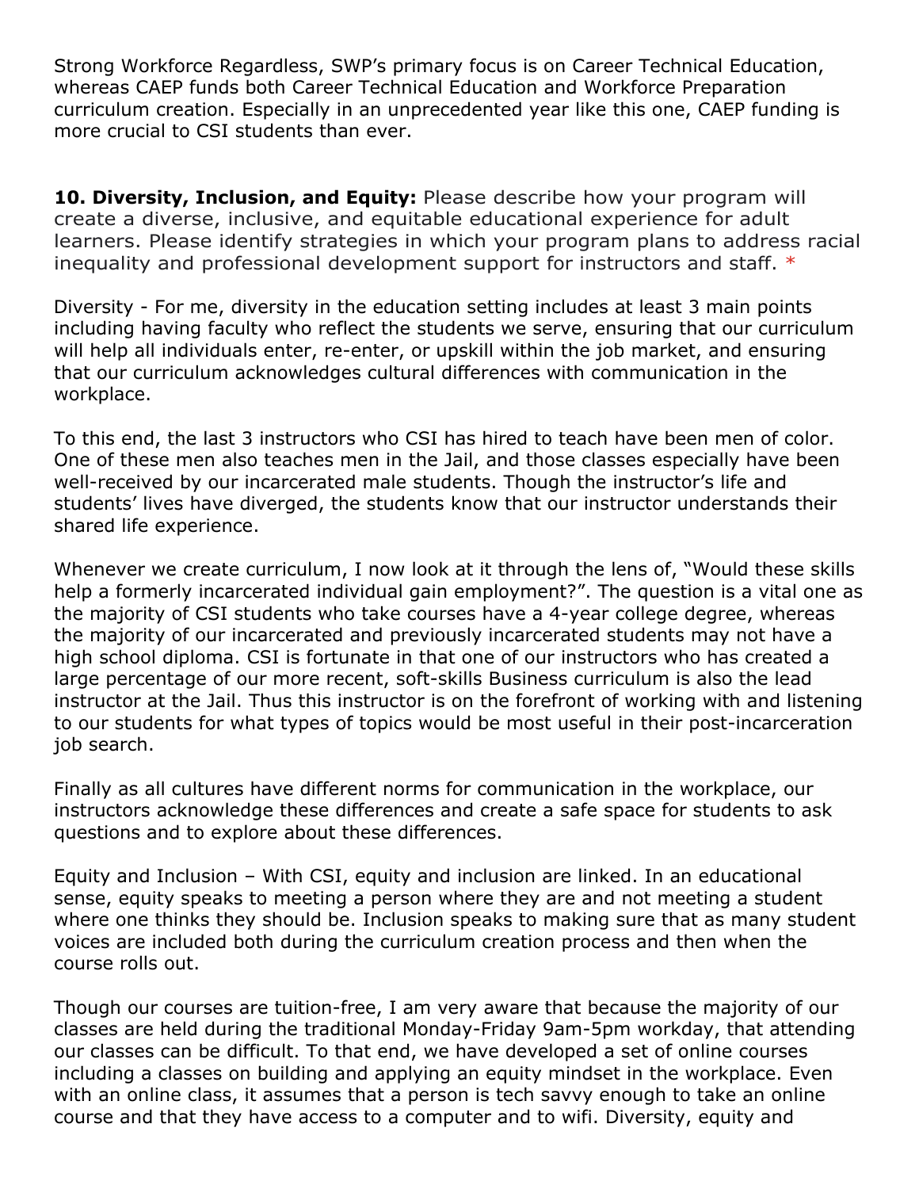Strong Workforce Regardless, SWP's primary focus is on Career Technical Education, whereas CAEP funds both Career Technical Education and Workforce Preparation curriculum creation. Especially in an unprecedented year like this one, CAEP funding is more crucial to CSI students than ever.

**10. Diversity, Inclusion, and Equity:** Please describe how your program will create a diverse, inclusive, and equitable educational experience for adult learners. Please identify strategies in which your program plans to address racial inequality and professional development support for instructors and staff. *

Diversity - For me, diversity in the education setting includes at least 3 main points including having faculty who reflect the students we serve, ensuring that our curriculum will help all individuals enter, re-enter, or upskill within the job market, and ensuring that our curriculum acknowledges cultural differences with communication in the workplace.

To this end, the last 3 instructors who CSI has hired to teach have been men of color. One of these men also teaches men in the Jail, and those classes especially have been well-received by our incarcerated male students. Though the instructor's life and students' lives have diverged, the students know that our instructor understands their shared life experience.

Whenever we create curriculum, I now look at it through the lens of, "Would these skills help a formerly incarcerated individual gain employment?". The question is a vital one as the majority of CSI students who take courses have a 4-year college degree, whereas the majority of our incarcerated and previously incarcerated students may not have a high school diploma. CSI is fortunate in that one of our instructors who has created a large percentage of our more recent, soft-skills Business curriculum is also the lead instructor at the Jail. Thus this instructor is on the forefront of working with and listening to our students for what types of topics would be most useful in their post-incarceration job search.

Finally as all cultures have different norms for communication in the workplace, our instructors acknowledge these differences and create a safe space for students to ask questions and to explore about these differences.

Equity and Inclusion – With CSI, equity and inclusion are linked. In an educational sense, equity speaks to meeting a person where they are and not meeting a student where one thinks they should be. Inclusion speaks to making sure that as many student voices are included both during the curriculum creation process and then when the course rolls out.

Though our courses are tuition-free, I am very aware that because the majority of our classes are held during the traditional Monday-Friday 9am-5pm workday, that attending our classes can be difficult. To that end, we have developed a set of online courses including a classes on building and applying an equity mindset in the workplace. Even with an online class, it assumes that a person is tech savvy enough to take an online course and that they have access to a computer and to wifi. Diversity, equity and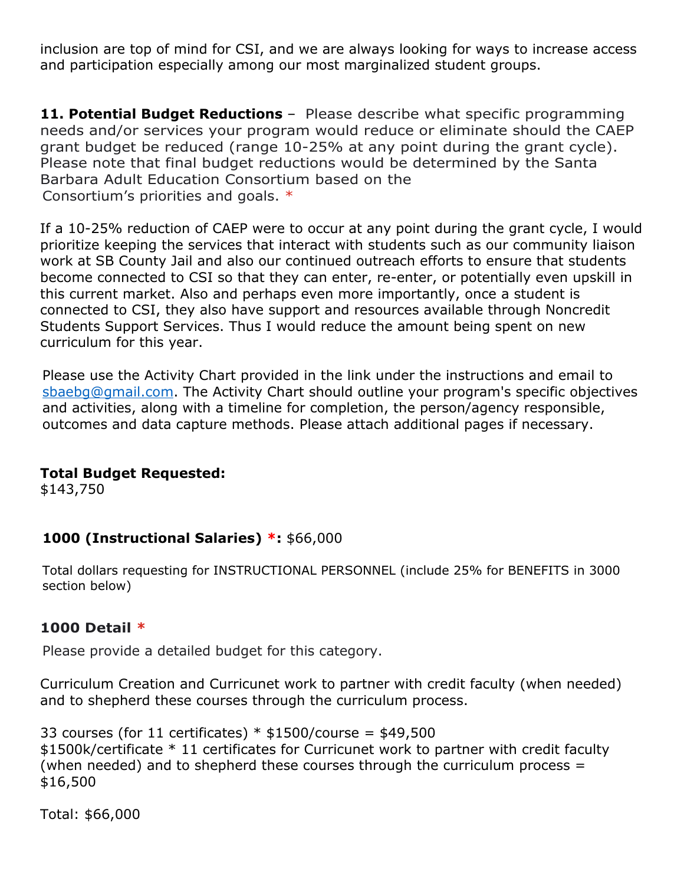inclusion are top of mind for CSI, and we are always looking for ways to increase access and participation especially among our most marginalized student groups.

**11. Potential Budget Reductions** – Please describe what specific programming needs and/or services your program would reduce or eliminate should the CAEP grant budget be reduced (range 10-25% at any point during the grant cycle). Please note that final budget reductions would be determined by the Santa Barbara Adult Education Consortium based on the Consortium's priorities and goals. *

If a 10-25% reduction of CAEP were to occur at any point during the grant cycle, I would prioritize keeping the services that interact with students such as our community liaison work at SB County Jail and also our continued outreach efforts to ensure that students become connected to CSI so that they can enter, re-enter, or potentially even upskill in this current market. Also and perhaps even more importantly, once a student is connected to CSI, they also have support and resources available through Noncredit Students Support Services. Thus I would reduce the amount being spent on new curriculum for this year.

Please use the Activity Chart provided in the link under the instructions and email to sbaebg@gmail.com. The Activity Chart should outline your program's specific objectives and activities, along with a timeline for completion, the person/agency responsible, outcomes and data capture methods. Please attach additional pages if necessary.

**Total Budget Requested:**
$143,750

**1000 (Instructional Salaries) *:** $66,000

Total dollars requesting for INSTRUCTIONAL PERSONNEL (include 25% for BENEFITS in 3000 section below)

**1000 Detail ***

Please provide a detailed budget for this category.

Curriculum Creation and Curricunet work to partner with credit faculty (when needed) and to shepherd these courses through the curriculum process.

33 courses (for 11 certificates) * $1500/course = $49,500
$1500k/certificate * 11 certificates for Curricunet work to partner with credit faculty (when needed) and to shepherd these courses through the curriculum process = $16,500

Total: $66,000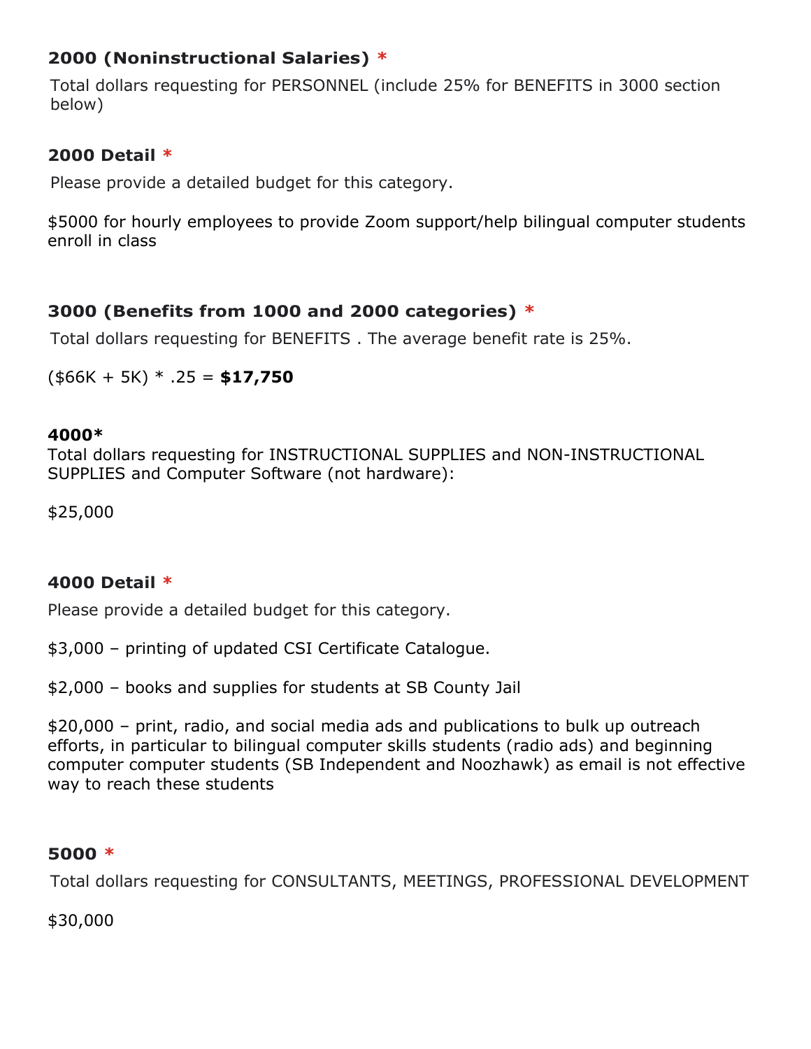### 2000 (Noninstructional Salaries) *

Total dollars requesting for PERSONNEL (include 25% for BENEFITS in 3000 section below)

### 2000 Detail *

Please provide a detailed budget for this category.

$5000 for hourly employees to provide Zoom support/help bilingual computer students enroll in class

### 3000 (Benefits from 1000 and 2000 categories) *

Total dollars requesting for BENEFITS . The average benefit rate is 25%.

($66K + 5K) * .25 = **$17,750**

**4000***

Total dollars requesting for INSTRUCTIONAL SUPPLIES and NON-INSTRUCTIONAL SUPPLIES and Computer Software (not hardware):

$25,000

### 4000 Detail *

Please provide a detailed budget for this category.

$3,000 – printing of updated CSI Certificate Catalogue.

$2,000 – books and supplies for students at SB County Jail

$20,000 – print, radio, and social media ads and publications to bulk up outreach efforts, in particular to bilingual computer skills students (radio ads) and beginning computer computer students (SB Independent and Noozhawk) as email is not effective way to reach these students

### 5000 *

Total dollars requesting for CONSULTANTS, MEETINGS, PROFESSIONAL DEVELOPMENT

$30,000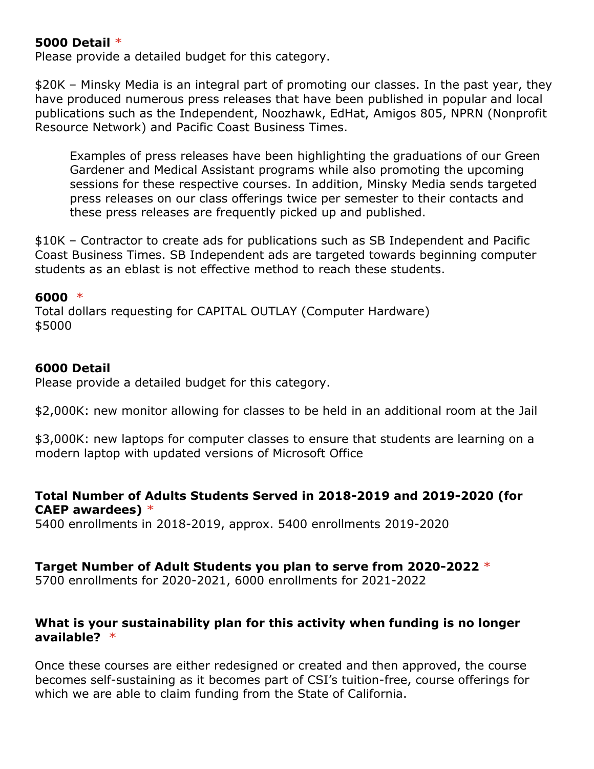**5000 Detail** *
Please provide a detailed budget for this category.

$20K – Minsky Media is an integral part of promoting our classes. In the past year, they have produced numerous press releases that have been published in popular and local publications such as the Independent, Noozhawk, EdHat, Amigos 805, NPRN (Nonprofit Resource Network) and Pacific Coast Business Times.

> Examples of press releases have been highlighting the graduations of our Green Gardener and Medical Assistant programs while also promoting the upcoming sessions for these respective courses. In addition, Minsky Media sends targeted press releases on our class offerings twice per semester to their contacts and these press releases are frequently picked up and published.

$10K – Contractor to create ads for publications such as SB Independent and Pacific Coast Business Times. SB Independent ads are targeted towards beginning computer students as an eblast is not effective method to reach these students.

**6000** *
Total dollars requesting for CAPITAL OUTLAY (Computer Hardware)
$5000

**6000 Detail**
Please provide a detailed budget for this category.

$2,000K: new monitor allowing for classes to be held in an additional room at the Jail

$3,000K: new laptops for computer classes to ensure that students are learning on a modern laptop with updated versions of Microsoft Office

**Total Number of Adults Students Served in 2018-2019 and 2019-2020 (for CAEP awardees)** *
5400 enrollments in 2018-2019, approx. 5400 enrollments 2019-2020

**Target Number of Adult Students you plan to serve from 2020-2022** *
5700 enrollments for 2020-2021, 6000 enrollments for 2021-2022

**What is your sustainability plan for this activity when funding is no longer available?** *

Once these courses are either redesigned or created and then approved, the course becomes self-sustaining as it becomes part of CSI's tuition-free, course offerings for which we are able to claim funding from the State of California.